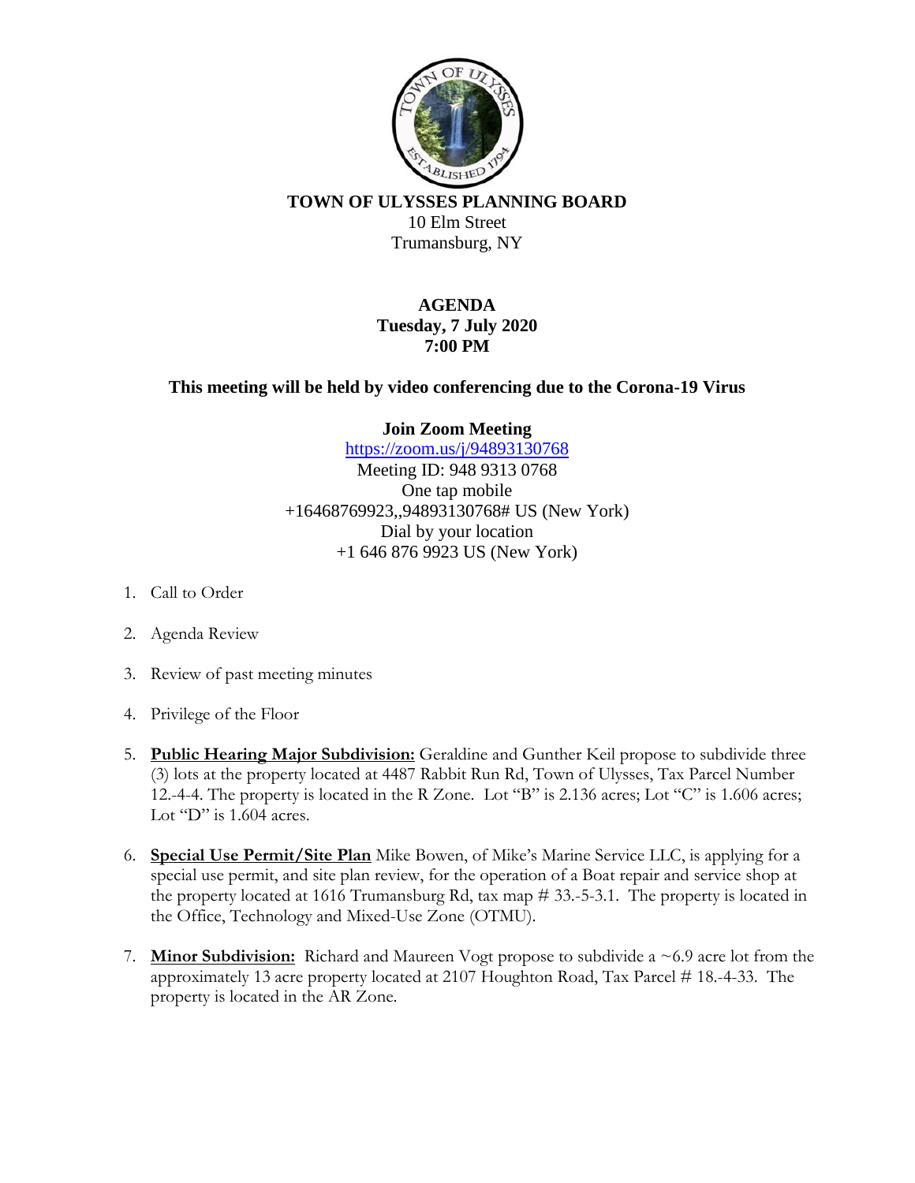**TOWN OF ULYSSES PLANNING BOARD**
10 Elm Street
Trumansburg, NY

**AGENDA**
**Tuesday, 7 July 2020**
**7:00 PM**

**This meeting will be held by video conferencing due to the Corona-19 Virus**

**Join Zoom Meeting**
https://zoom.us/j/94893130768
Meeting ID: 948 9313 0768
One tap mobile
+16468769923,,94893130768# US (New York)
Dial by your location
+1 646 876 9923 US (New York)

1. Call to Order

2. Agenda Review

3. Review of past meeting minutes

4. Privilege of the Floor

5. **Public Hearing Major Subdivision:** Geraldine and Gunther Keil propose to subdivide three (3) lots at the property located at 4487 Rabbit Run Rd, Town of Ulysses, Tax Parcel Number 12.-4-4. The property is located in the R Zone. Lot "B" is 2.136 acres; Lot "C" is 1.606 acres; Lot "D" is 1.604 acres.

6. **Special Use Permit/Site Plan** Mike Bowen, of Mike's Marine Service LLC, is applying for a special use permit, and site plan review, for the operation of a Boat repair and service shop at the property located at 1616 Trumansburg Rd, tax map # 33.-5-3.1. The property is located in the Office, Technology and Mixed-Use Zone (OTMU).

7. **Minor Subdivision:** Richard and Maureen Vogt propose to subdivide a ~6.9 acre lot from the approximately 13 acre property located at 2107 Houghton Road, Tax Parcel # 18.-4-33. The property is located in the AR Zone.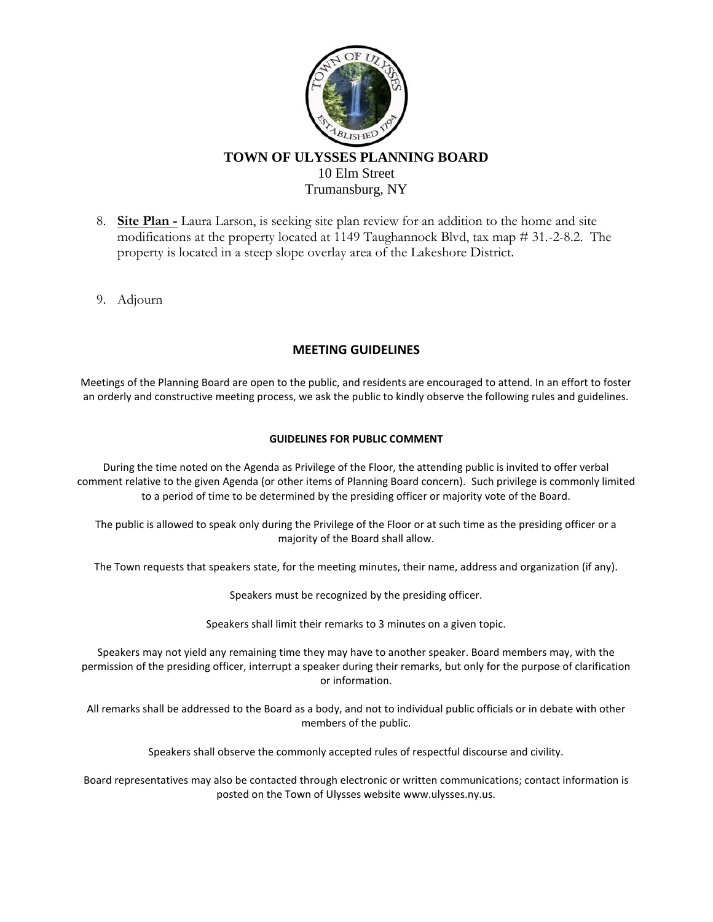**TOWN OF ULYSSES PLANNING BOARD**
10 Elm Street
Trumansburg, NY

8. **Site Plan -** Laura Larson, is seeking site plan review for an addition to the home and site modifications at the property located at 1149 Taughannock Blvd, tax map # 31.-2-8.2. The property is located in a steep slope overlay area of the Lakeshore District.

9. Adjourn

## MEETING GUIDELINES

Meetings of the Planning Board are open to the public, and residents are encouraged to attend. In an effort to foster an orderly and constructive meeting process, we ask the public to kindly observe the following rules and guidelines.

### GUIDELINES FOR PUBLIC COMMENT

During the time noted on the Agenda as Privilege of the Floor, the attending public is invited to offer verbal comment relative to the given Agenda (or other items of Planning Board concern). Such privilege is commonly limited to a period of time to be determined by the presiding officer or majority vote of the Board.

The public is allowed to speak only during the Privilege of the Floor or at such time as the presiding officer or a majority of the Board shall allow.

The Town requests that speakers state, for the meeting minutes, their name, address and organization (if any).

Speakers must be recognized by the presiding officer.

Speakers shall limit their remarks to 3 minutes on a given topic.

Speakers may not yield any remaining time they may have to another speaker. Board members may, with the permission of the presiding officer, interrupt a speaker during their remarks, but only for the purpose of clarification or information.

All remarks shall be addressed to the Board as a body, and not to individual public officials or in debate with other members of the public.

Speakers shall observe the commonly accepted rules of respectful discourse and civility.

Board representatives may also be contacted through electronic or written communications; contact information is posted on the Town of Ulysses website www.ulysses.ny.us.